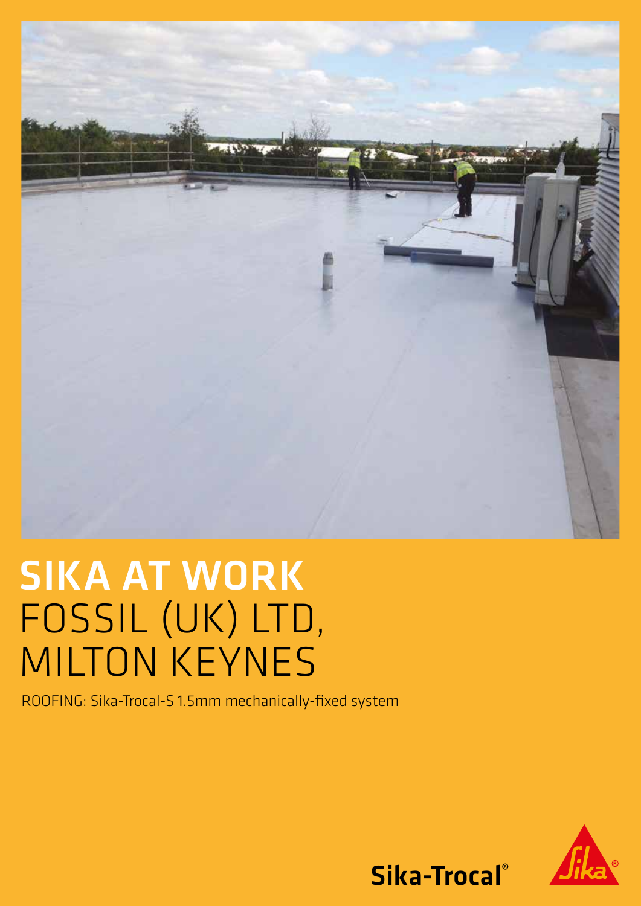# SIKA AT WORK
# FOSSIL (UK) LTD, MILTON KEYNES

ROOFING: Sika-Trocal-S 1.5mm mechanically-fixed system

Sika-Trocal®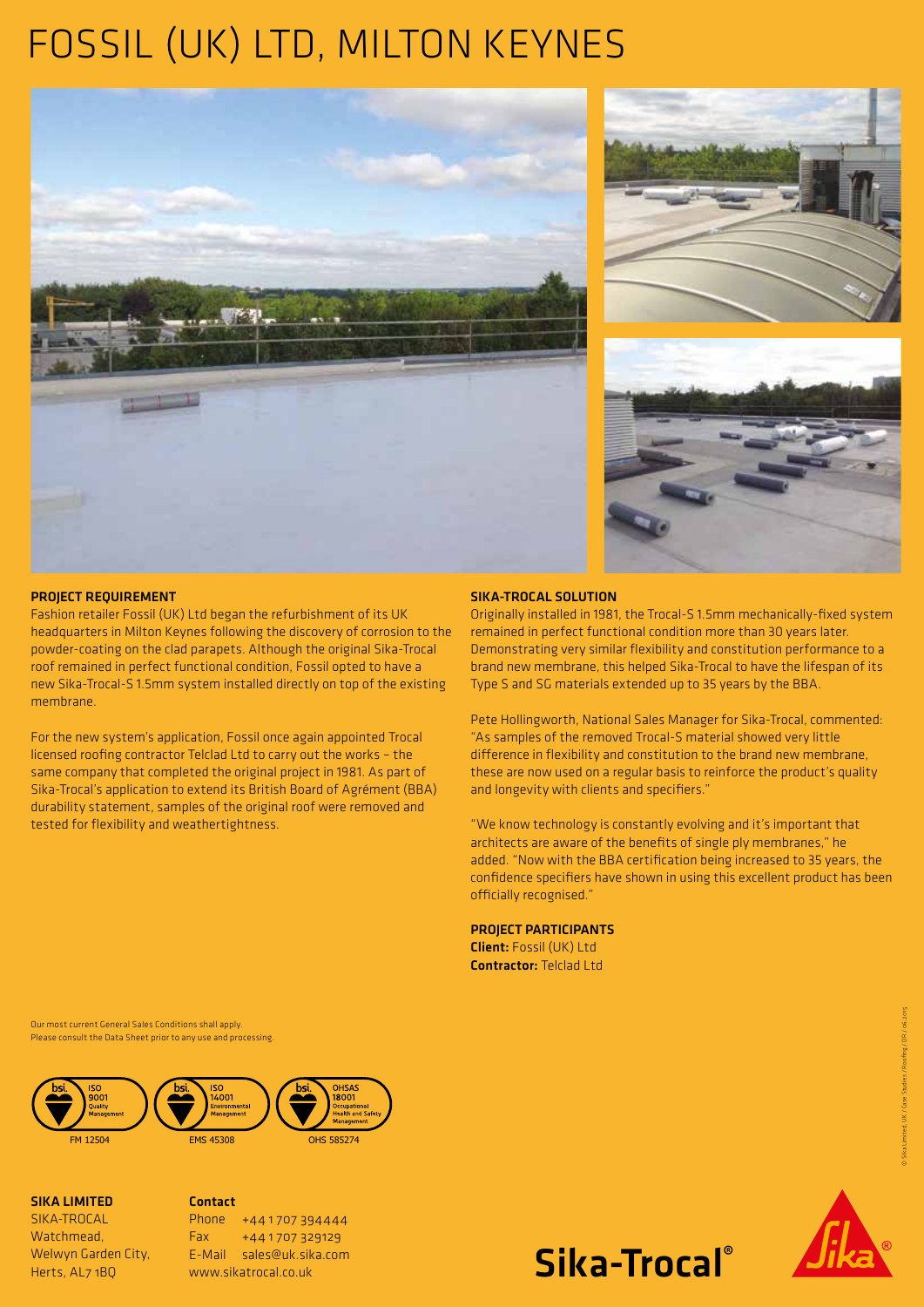# FOSSIL (UK) LTD, MILTON KEYNES

### PROJECT REQUIREMENT

Fashion retailer Fossil (UK) Ltd began the refurbishment of its UK headquarters in Milton Keynes following the discovery of corrosion to the powder-coating on the clad parapets. Although the original Sika-Trocal roof remained in perfect functional condition, Fossil opted to have a new Sika-Trocal-S 1.5mm system installed directly on top of the existing membrane.

For the new system's application, Fossil once again appointed Trocal licensed roofing contractor Telclad Ltd to carry out the works – the same company that completed the original project in 1981. As part of Sika-Trocal's application to extend its British Board of Agrément (BBA) durability statement, samples of the original roof were removed and tested for flexibility and weathertightness.

### SIKA-TROCAL SOLUTION

Originally installed in 1981, the Trocal-S 1.5mm mechanically-fixed system remained in perfect functional condition more than 30 years later. Demonstrating very similar flexibility and constitution performance to a brand new membrane, this helped Sika-Trocal to have the lifespan of its Type S and SG materials extended up to 35 years by the BBA.

Pete Hollingworth, National Sales Manager for Sika-Trocal, commented: "As samples of the removed Trocal-S material showed very little difference in flexibility and constitution to the brand new membrane, these are now used on a regular basis to reinforce the product's quality and longevity with clients and specifiers."

"We know technology is constantly evolving and it's important that architects are aware of the benefits of single ply membranes," he added. "Now with the BBA certification being increased to 35 years, the confidence specifiers have shown in using this excellent product has been officially recognised."

### PROJECT PARTICIPANTS

**Client:** Fossil (UK) Ltd
**Contractor:** Telclad Ltd

Our most current General Sales Conditions shall apply.
Please consult the Data Sheet prior to any use and processing.

bsi. ISO 9001 Quality Management FM 12504
bsi. ISO 14001 Environmental Management EMS 45308
bsi. OHSAS 18001 Occupational Health and Safety Management OHS 585274

**SIKA LIMITED**
SIKA-TROCAL
Watchmead,
Welwyn Garden City,
Herts, AL7 1BQ

**Contact**
Phone +44 1707 394444
Fax +44 1707 329129
E-Mail sales@uk.sika.com
www.sikatrocal.co.uk

Sika-Trocal®

© Sika Limited, UK / Case Studies / Roofing / DR / 06.2015